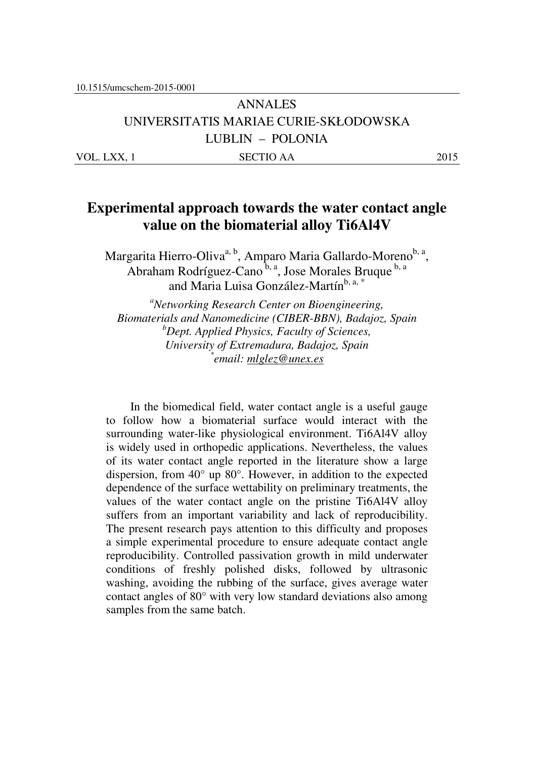10.1515/umcschem-2015-0001

ANNALES

UNIVERSITATIS MARIAE CURIE-SKŁODOWSKA

LUBLIN – POLONIA

VOL. LXX, 1 SECTIO AA 2015

# Experimental approach towards the water contact angle value on the biomaterial alloy Ti6Al4V

Margarita Hierro-Oliva[a, b], Amparo Maria Gallardo-Moreno[b, a], Abraham Rodríguez-Cano[b, a], Jose Morales Bruque[b, a] and Maria Luisa González-Martín[b, a, *]

[a]*Networking Research Center on Bioengineering, Biomaterials and Nanomedicine (CIBER-BBN), Badajoz, Spain*
[b]*Dept. Applied Physics, Faculty of Sciences, University of Extremadura, Badajoz, Spain*
[*]*email: mlglez@unex.es*

In the biomedical field, water contact angle is a useful gauge to follow how a biomaterial surface would interact with the surrounding water-like physiological environment. Ti6Al4V alloy is widely used in orthopedic applications. Nevertheless, the values of its water contact angle reported in the literature show a large dispersion, from 40° up 80°. However, in addition to the expected dependence of the surface wettability on preliminary treatments, the values of the water contact angle on the pristine Ti6Al4V alloy suffers from an important variability and lack of reproducibility. The present research pays attention to this difficulty and proposes a simple experimental procedure to ensure adequate contact angle reproducibility. Controlled passivation growth in mild underwater conditions of freshly polished disks, followed by ultrasonic washing, avoiding the rubbing of the surface, gives average water contact angles of 80° with very low standard deviations also among samples from the same batch.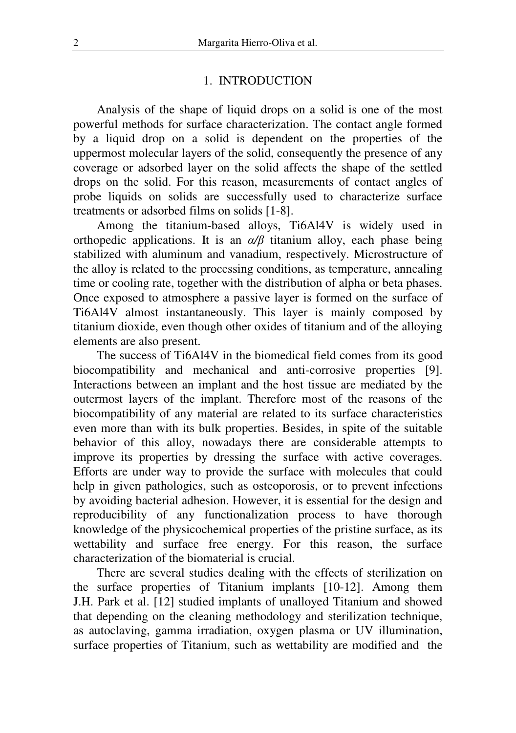## 1. INTRODUCTION

Analysis of the shape of liquid drops on a solid is one of the most powerful methods for surface characterization. The contact angle formed by a liquid drop on a solid is dependent on the properties of the uppermost molecular layers of the solid, consequently the presence of any coverage or adsorbed layer on the solid affects the shape of the settled drops on the solid. For this reason, measurements of contact angles of probe liquids on solids are successfully used to characterize surface treatments or adsorbed films on solids [1-8].

Among the titanium-based alloys, Ti6Al4V is widely used in orthopedic applications. It is an *α/β* titanium alloy, each phase being stabilized with aluminum and vanadium, respectively. Microstructure of the alloy is related to the processing conditions, as temperature, annealing time or cooling rate, together with the distribution of alpha or beta phases. Once exposed to atmosphere a passive layer is formed on the surface of Ti6Al4V almost instantaneously. This layer is mainly composed by titanium dioxide, even though other oxides of titanium and of the alloying elements are also present.

The success of Ti6Al4V in the biomedical field comes from its good biocompatibility and mechanical and anti-corrosive properties [9]. Interactions between an implant and the host tissue are mediated by the outermost layers of the implant. Therefore most of the reasons of the biocompatibility of any material are related to its surface characteristics even more than with its bulk properties. Besides, in spite of the suitable behavior of this alloy, nowadays there are considerable attempts to improve its properties by dressing the surface with active coverages. Efforts are under way to provide the surface with molecules that could help in given pathologies, such as osteoporosis, or to prevent infections by avoiding bacterial adhesion. However, it is essential for the design and reproducibility of any functionalization process to have thorough knowledge of the physicochemical properties of the pristine surface, as its wettability and surface free energy. For this reason, the surface characterization of the biomaterial is crucial.

There are several studies dealing with the effects of sterilization on the surface properties of Titanium implants [10-12]. Among them J.H. Park et al. [12] studied implants of unalloyed Titanium and showed that depending on the cleaning methodology and sterilization technique, as autoclaving, gamma irradiation, oxygen plasma or UV illumination, surface properties of Titanium, such as wettability are modified and the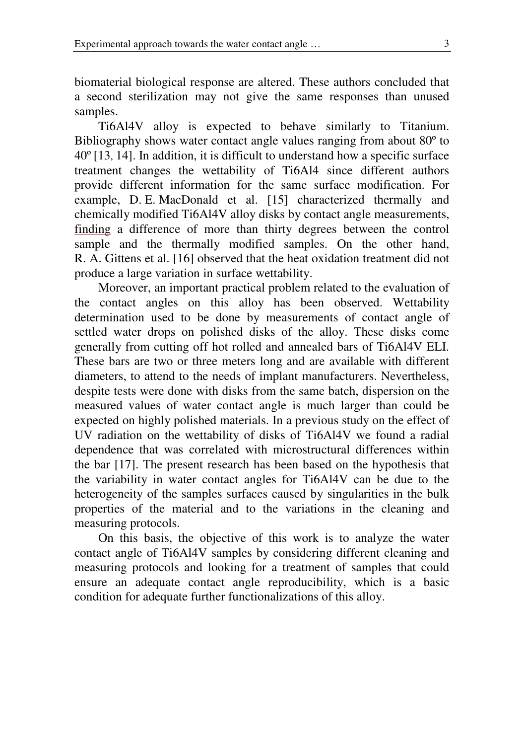biomaterial biological response are altered. These authors concluded that a second sterilization may not give the same responses than unused samples.

Ti6Al4V alloy is expected to behave similarly to Titanium. Bibliography shows water contact angle values ranging from about 80º to 40º [13, 14]. In addition, it is difficult to understand how a specific surface treatment changes the wettability of Ti6Al4 since different authors provide different information for the same surface modification. For example, D. E. MacDonald et al. [15] characterized thermally and chemically modified Ti6Al4V alloy disks by contact angle measurements, finding a difference of more than thirty degrees between the control sample and the thermally modified samples. On the other hand, R. A. Gittens et al. [16] observed that the heat oxidation treatment did not produce a large variation in surface wettability.

Moreover, an important practical problem related to the evaluation of the contact angles on this alloy has been observed. Wettability determination used to be done by measurements of contact angle of settled water drops on polished disks of the alloy. These disks come generally from cutting off hot rolled and annealed bars of Ti6Al4V ELI. These bars are two or three meters long and are available with different diameters, to attend to the needs of implant manufacturers. Nevertheless, despite tests were done with disks from the same batch, dispersion on the measured values of water contact angle is much larger than could be expected on highly polished materials. In a previous study on the effect of UV radiation on the wettability of disks of Ti6Al4V we found a radial dependence that was correlated with microstructural differences within the bar [17]. The present research has been based on the hypothesis that the variability in water contact angles for Ti6Al4V can be due to the heterogeneity of the samples surfaces caused by singularities in the bulk properties of the material and to the variations in the cleaning and measuring protocols.

On this basis, the objective of this work is to analyze the water contact angle of Ti6Al4V samples by considering different cleaning and measuring protocols and looking for a treatment of samples that could ensure an adequate contact angle reproducibility, which is a basic condition for adequate further functionalizations of this alloy.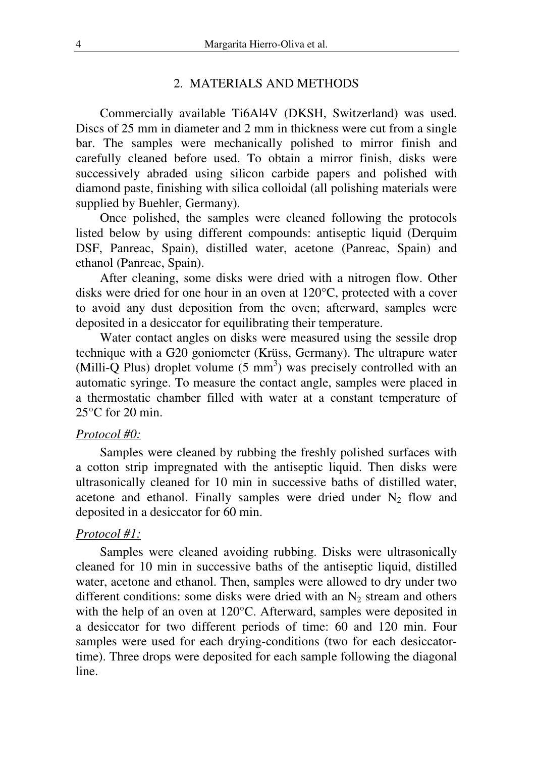## 2. MATERIALS AND METHODS

Commercially available Ti6Al4V (DKSH, Switzerland) was used. Discs of 25 mm in diameter and 2 mm in thickness were cut from a single bar. The samples were mechanically polished to mirror finish and carefully cleaned before used. To obtain a mirror finish, disks were successively abraded using silicon carbide papers and polished with diamond paste, finishing with silica colloidal (all polishing materials were supplied by Buehler, Germany).

Once polished, the samples were cleaned following the protocols listed below by using different compounds: antiseptic liquid (Derquim DSF, Panreac, Spain), distilled water, acetone (Panreac, Spain) and ethanol (Panreac, Spain).

After cleaning, some disks were dried with a nitrogen flow. Other disks were dried for one hour in an oven at 120°C, protected with a cover to avoid any dust deposition from the oven; afterward, samples were deposited in a desiccator for equilibrating their temperature.

Water contact angles on disks were measured using the sessile drop technique with a G20 goniometer (Krüss, Germany). The ultrapure water (Milli-Q Plus) droplet volume (5 $mm^3$) was precisely controlled with an automatic syringe. To measure the contact angle, samples were placed in a thermostatic chamber filled with water at a constant temperature of 25°C for 20 min.

*Protocol #0:*

Samples were cleaned by rubbing the freshly polished surfaces with a cotton strip impregnated with the antiseptic liquid. Then disks were ultrasonically cleaned for 10 min in successive baths of distilled water, acetone and ethanol. Finally samples were dried under $N_2$ flow and deposited in a desiccator for 60 min.

*Protocol #1:*

Samples were cleaned avoiding rubbing. Disks were ultrasonically cleaned for 10 min in successive baths of the antiseptic liquid, distilled water, acetone and ethanol. Then, samples were allowed to dry under two different conditions: some disks were dried with an $N_2$ stream and others with the help of an oven at 120°C. Afterward, samples were deposited in a desiccator for two different periods of time: 60 and 120 min. Four samples were used for each drying-conditions (two for each desiccator-time). Three drops were deposited for each sample following the diagonal line.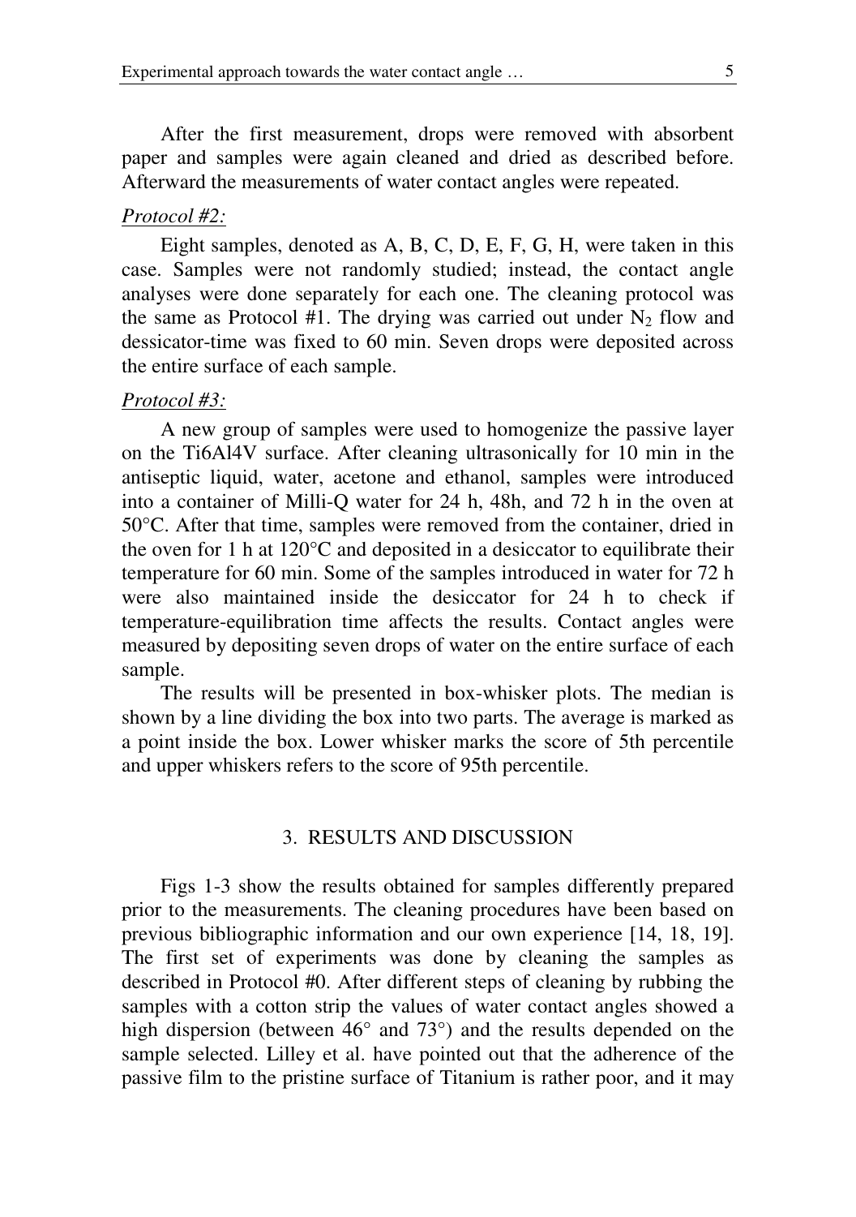After the first measurement, drops were removed with absorbent paper and samples were again cleaned and dried as described before. Afterward the measurements of water contact angles were repeated.

*Protocol #2:*

Eight samples, denoted as A, B, C, D, E, F, G, H, were taken in this case. Samples were not randomly studied; instead, the contact angle analyses were done separately for each one. The cleaning protocol was the same as Protocol #1. The drying was carried out under $N_2$ flow and dessicator-time was fixed to 60 min. Seven drops were deposited across the entire surface of each sample.

*Protocol #3:*

A new group of samples were used to homogenize the passive layer on the Ti6Al4V surface. After cleaning ultrasonically for 10 min in the antiseptic liquid, water, acetone and ethanol, samples were introduced into a container of Milli-Q water for 24 h, 48h, and 72 h in the oven at 50°C. After that time, samples were removed from the container, dried in the oven for 1 h at 120°C and deposited in a desiccator to equilibrate their temperature for 60 min. Some of the samples introduced in water for 72 h were also maintained inside the desiccator for 24 h to check if temperature-equilibration time affects the results. Contact angles were measured by depositing seven drops of water on the entire surface of each sample.

The results will be presented in box-whisker plots. The median is shown by a line dividing the box into two parts. The average is marked as a point inside the box. Lower whisker marks the score of 5th percentile and upper whiskers refers to the score of 95th percentile.

## 3. RESULTS AND DISCUSSION

Figs 1-3 show the results obtained for samples differently prepared prior to the measurements. The cleaning procedures have been based on previous bibliographic information and our own experience [14, 18, 19]. The first set of experiments was done by cleaning the samples as described in Protocol #0. After different steps of cleaning by rubbing the samples with a cotton strip the values of water contact angles showed a high dispersion (between 46° and 73°) and the results depended on the sample selected. Lilley et al. have pointed out that the adherence of the passive film to the pristine surface of Titanium is rather poor, and it may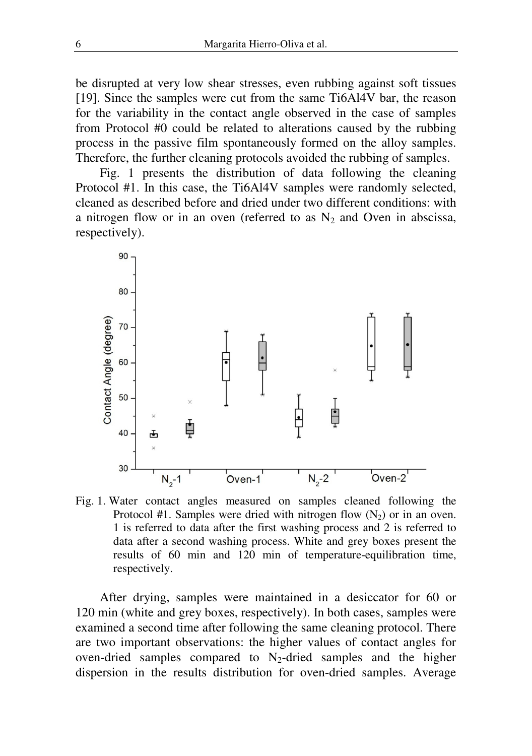be disrupted at very low shear stresses, even rubbing against soft tissues [19]. Since the samples were cut from the same Ti6Al4V bar, the reason for the variability in the contact angle observed in the case of samples from Protocol #0 could be related to alterations caused by the rubbing process in the passive film spontaneously formed on the alloy samples. Therefore, the further cleaning protocols avoided the rubbing of samples.

Fig. 1 presents the distribution of data following the cleaning Protocol #1. In this case, the Ti6Al4V samples were randomly selected, cleaned as described before and dried under two different conditions: with a nitrogen flow or in an oven (referred to as $N_2$ and Oven in abscissa, respectively).

Fig. 1. Water contact angles measured on samples cleaned following the Protocol #1. Samples were dried with nitrogen flow ($N_2$) or in an oven. 1 is referred to data after the first washing process and 2 is referred to data after a second washing process. White and grey boxes present the results of 60 min and 120 min of temperature-equilibration time, respectively.

After drying, samples were maintained in a desiccator for 60 or 120 min (white and grey boxes, respectively). In both cases, samples were examined a second time after following the same cleaning protocol. There are two important observations: the higher values of contact angles for oven-dried samples compared to $N_2$-dried samples and the higher dispersion in the results distribution for oven-dried samples. Average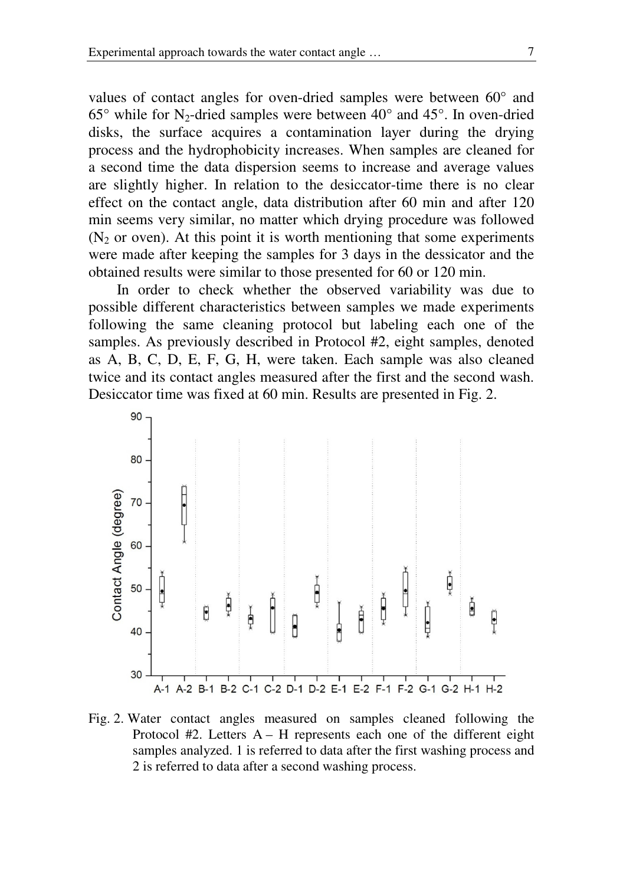values of contact angles for oven-dried samples were between 60° and 65° while for $N_2$-dried samples were between 40° and 45°. In oven-dried disks, the surface acquires a contamination layer during the drying process and the hydrophobicity increases. When samples are cleaned for a second time the data dispersion seems to increase and average values are slightly higher. In relation to the desiccator-time there is no clear effect on the contact angle, data distribution after 60 min and after 120 min seems very similar, no matter which drying procedure was followed ($N_2$ or oven). At this point it is worth mentioning that some experiments were made after keeping the samples for 3 days in the dessicator and the obtained results were similar to those presented for 60 or 120 min.

In order to check whether the observed variability was due to possible different characteristics between samples we made experiments following the same cleaning protocol but labeling each one of the samples. As previously described in Protocol #2, eight samples, denoted as A, B, C, D, E, F, G, H, were taken. Each sample was also cleaned twice and its contact angles measured after the first and the second wash. Desiccator time was fixed at 60 min. Results are presented in Fig. 2.

Fig. 2. Water contact angles measured on samples cleaned following the Protocol #2. Letters A – H represents each one of the different eight samples analyzed. 1 is referred to data after the first washing process and 2 is referred to data after a second washing process.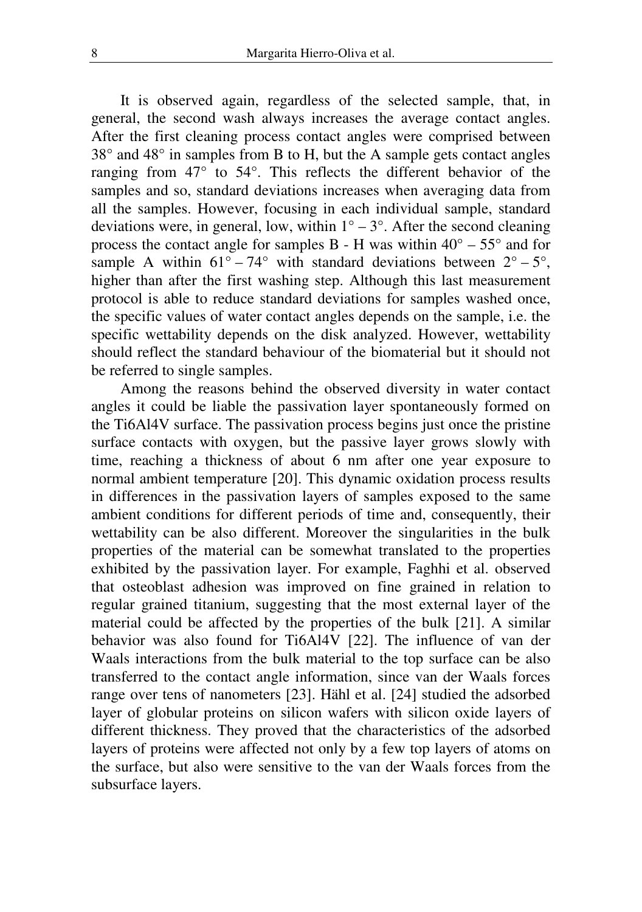It is observed again, regardless of the selected sample, that, in general, the second wash always increases the average contact angles. After the first cleaning process contact angles were comprised between 38° and 48° in samples from B to H, but the A sample gets contact angles ranging from 47° to 54°. This reflects the different behavior of the samples and so, standard deviations increases when averaging data from all the samples. However, focusing in each individual sample, standard deviations were, in general, low, within 1° – 3°. After the second cleaning process the contact angle for samples B - H was within 40° – 55° and for sample A within 61° – 74° with standard deviations between 2° – 5°, higher than after the first washing step. Although this last measurement protocol is able to reduce standard deviations for samples washed once, the specific values of water contact angles depends on the sample, i.e. the specific wettability depends on the disk analyzed. However, wettability should reflect the standard behaviour of the biomaterial but it should not be referred to single samples.

Among the reasons behind the observed diversity in water contact angles it could be liable the passivation layer spontaneously formed on the Ti6Al4V surface. The passivation process begins just once the pristine surface contacts with oxygen, but the passive layer grows slowly with time, reaching a thickness of about 6 nm after one year exposure to normal ambient temperature [20]. This dynamic oxidation process results in differences in the passivation layers of samples exposed to the same ambient conditions for different periods of time and, consequently, their wettability can be also different. Moreover the singularities in the bulk properties of the material can be somewhat translated to the properties exhibited by the passivation layer. For example, Faghhi et al. observed that osteoblast adhesion was improved on fine grained in relation to regular grained titanium, suggesting that the most external layer of the material could be affected by the properties of the bulk [21]. A similar behavior was also found for Ti6Al4V [22]. The influence of van der Waals interactions from the bulk material to the top surface can be also transferred to the contact angle information, since van der Waals forces range over tens of nanometers [23]. Hähl et al. [24] studied the adsorbed layer of globular proteins on silicon wafers with silicon oxide layers of different thickness. They proved that the characteristics of the adsorbed layers of proteins were affected not only by a few top layers of atoms on the surface, but also were sensitive to the van der Waals forces from the subsurface layers.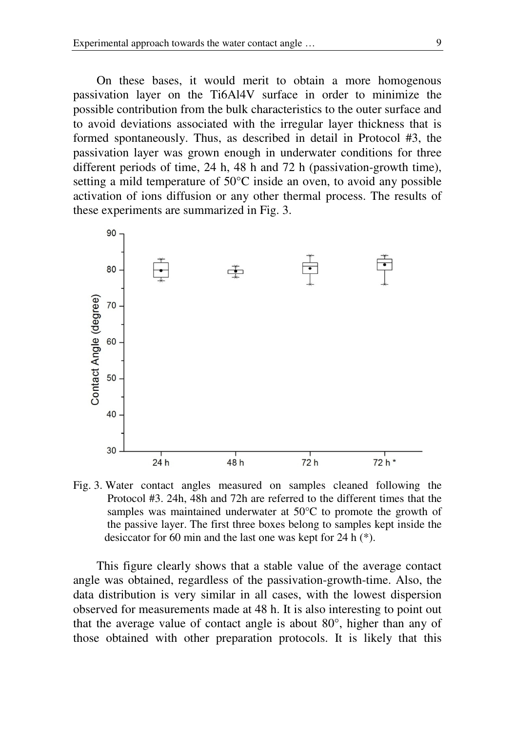On these bases, it would merit to obtain a more homogenous passivation layer on the Ti6Al4V surface in order to minimize the possible contribution from the bulk characteristics to the outer surface and to avoid deviations associated with the irregular layer thickness that is formed spontaneously. Thus, as described in detail in Protocol #3, the passivation layer was grown enough in underwater conditions for three different periods of time, 24 h, 48 h and 72 h (passivation-growth time), setting a mild temperature of 50°C inside an oven, to avoid any possible activation of ions diffusion or any other thermal process. The results of these experiments are summarized in Fig. 3.

Fig. 3. Water contact angles measured on samples cleaned following the Protocol #3. 24h, 48h and 72h are referred to the different times that the samples was maintained underwater at 50°C to promote the growth of the passive layer. The first three boxes belong to samples kept inside the desiccator for 60 min and the last one was kept for 24 h (*).

This figure clearly shows that a stable value of the average contact angle was obtained, regardless of the passivation-growth-time. Also, the data distribution is very similar in all cases, with the lowest dispersion observed for measurements made at 48 h. It is also interesting to point out that the average value of contact angle is about 80°, higher than any of those obtained with other preparation protocols. It is likely that this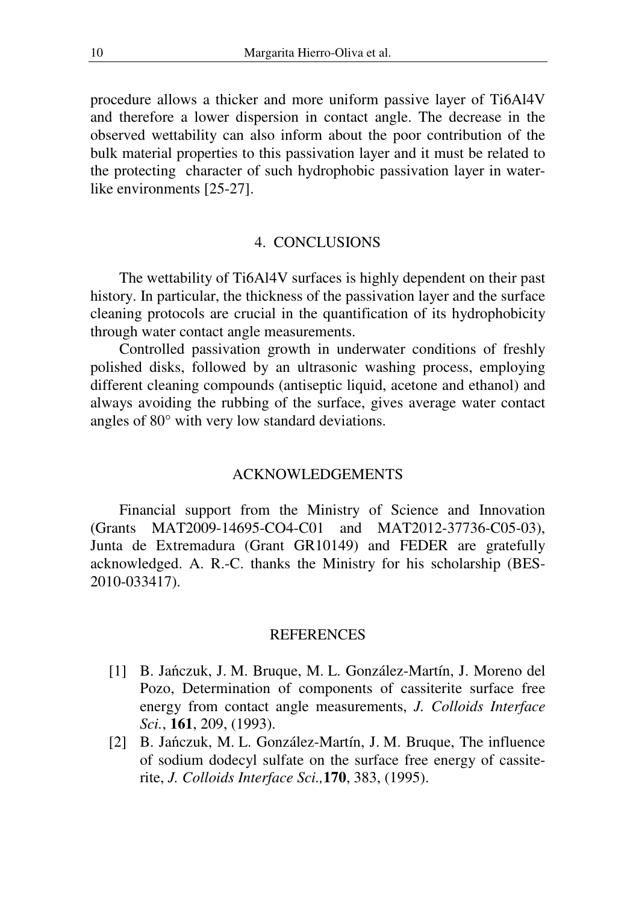procedure allows a thicker and more uniform passive layer of Ti6Al4V and therefore a lower dispersion in contact angle. The decrease in the observed wettability can also inform about the poor contribution of the bulk material properties to this passivation layer and it must be related to the protecting character of such hydrophobic passivation layer in water-like environments [25-27].

## 4. CONCLUSIONS

The wettability of Ti6Al4V surfaces is highly dependent on their past history. In particular, the thickness of the passivation layer and the surface cleaning protocols are crucial in the quantification of its hydrophobicity through water contact angle measurements.

Controlled passivation growth in underwater conditions of freshly polished disks, followed by an ultrasonic washing process, employing different cleaning compounds (antiseptic liquid, acetone and ethanol) and always avoiding the rubbing of the surface, gives average water contact angles of 80° with very low standard deviations.

## ACKNOWLEDGEMENTS

Financial support from the Ministry of Science and Innovation (Grants MAT2009-14695-CO4-C01 and MAT2012-37736-C05-03), Junta de Extremadura (Grant GR10149) and FEDER are gratefully acknowledged. A. R.-C. thanks the Ministry for his scholarship (BES-2010-033417).

## REFERENCES

[1] B. Jańczuk, J. M. Bruque, M. L. González-Martín, J. Moreno del Pozo, Determination of components of cassiterite surface free energy from contact angle measurements, *J. Colloids Interface Sci.*, **161**, 209, (1993).

[2] B. Jańczuk, M. L. González-Martín, J. M. Bruque, The influence of sodium dodecyl sulfate on the surface free energy of cassiterite, *J. Colloids Interface Sci.,* **170**, 383, (1995).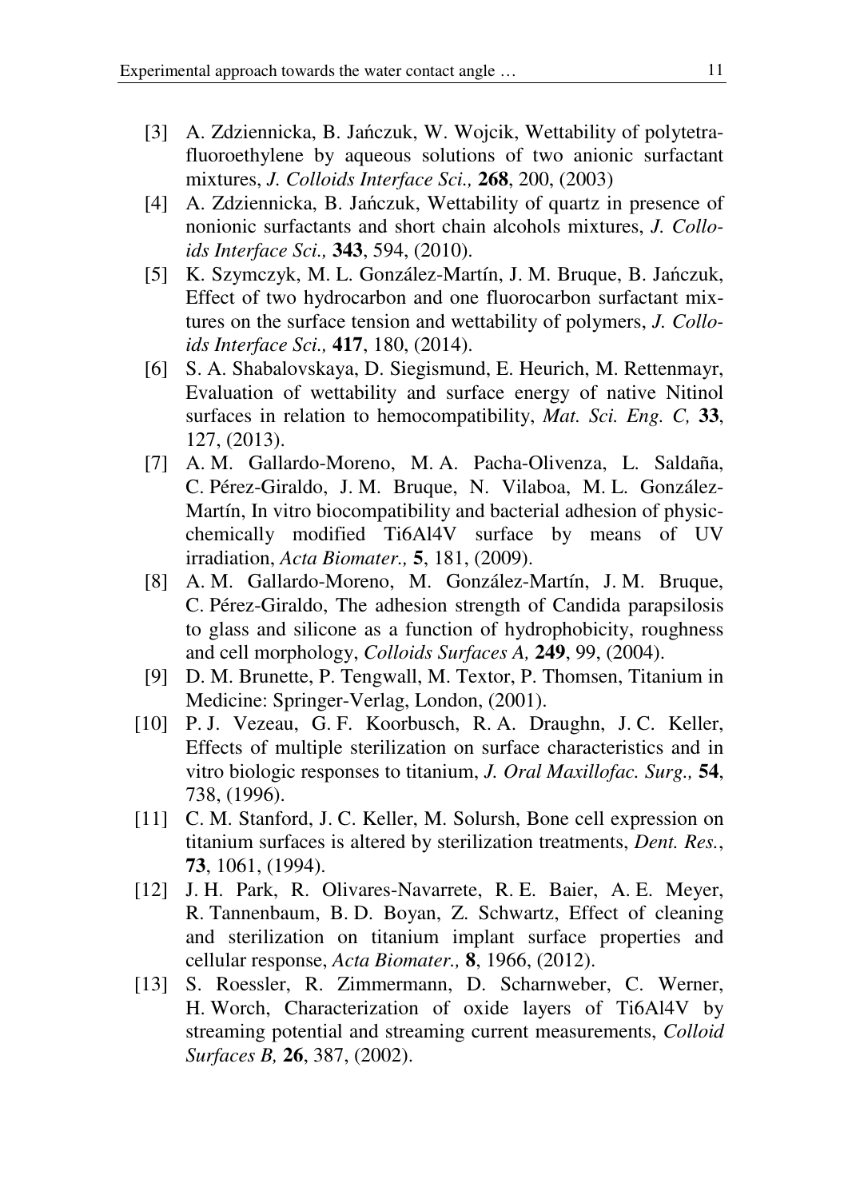[3] A. Zdziennicka, B. Jańczuk, W. Wojcik, Wettability of polytetrafluoroethylene by aqueous solutions of two anionic surfactant mixtures, *J. Colloids Interface Sci.,* **268**, 200, (2003)

[4] A. Zdziennicka, B. Jańczuk, Wettability of quartz in presence of nonionic surfactants and short chain alcohols mixtures, *J. Colloids Interface Sci.,* **343**, 594, (2010).

[5] K. Szymczyk, M. L. González-Martín, J. M. Bruque, B. Jańczuk, Effect of two hydrocarbon and one fluorocarbon surfactant mixtures on the surface tension and wettability of polymers, *J. Colloids Interface Sci.,* **417**, 180, (2014).

[6] S. A. Shabalovskaya, D. Siegismund, E. Heurich, M. Rettenmayr, Evaluation of wettability and surface energy of native Nitinol surfaces in relation to hemocompatibility, *Mat. Sci. Eng. C,* **33**, 127, (2013).

[7] A. M. Gallardo-Moreno, M. A. Pacha-Olivenza, L. Saldaña, C. Pérez-Giraldo, J. M. Bruque, N. Vilaboa, M. L. González-Martín, In vitro biocompatibility and bacterial adhesion of physicchemically modified Ti6Al4V surface by means of UV irradiation, *Acta Biomater.,* **5**, 181, (2009).

[8] A. M. Gallardo-Moreno, M. González-Martín, J. M. Bruque, C. Pérez-Giraldo, The adhesion strength of Candida parapsilosis to glass and silicone as a function of hydrophobicity, roughness and cell morphology, *Colloids Surfaces A,* **249**, 99, (2004).

[9] D. M. Brunette, P. Tengwall, M. Textor, P. Thomsen, Titanium in Medicine: Springer-Verlag, London, (2001).

[10] P. J. Vezeau, G. F. Koorbusch, R. A. Draughn, J. C. Keller, Effects of multiple sterilization on surface characteristics and in vitro biologic responses to titanium, *J. Oral Maxillofac. Surg.,* **54**, 738, (1996).

[11] C. M. Stanford, J. C. Keller, M. Solursh, Bone cell expression on titanium surfaces is altered by sterilization treatments, *Dent. Res.*, **73**, 1061, (1994).

[12] J. H. Park, R. Olivares-Navarrete, R. E. Baier, A. E. Meyer, R. Tannenbaum, B. D. Boyan, Z. Schwartz, Effect of cleaning and sterilization on titanium implant surface properties and cellular response, *Acta Biomater.,* **8**, 1966, (2012).

[13] S. Roessler, R. Zimmermann, D. Scharnweber, C. Werner, H. Worch, Characterization of oxide layers of Ti6Al4V by streaming potential and streaming current measurements, *Colloid Surfaces B,* **26**, 387, (2002).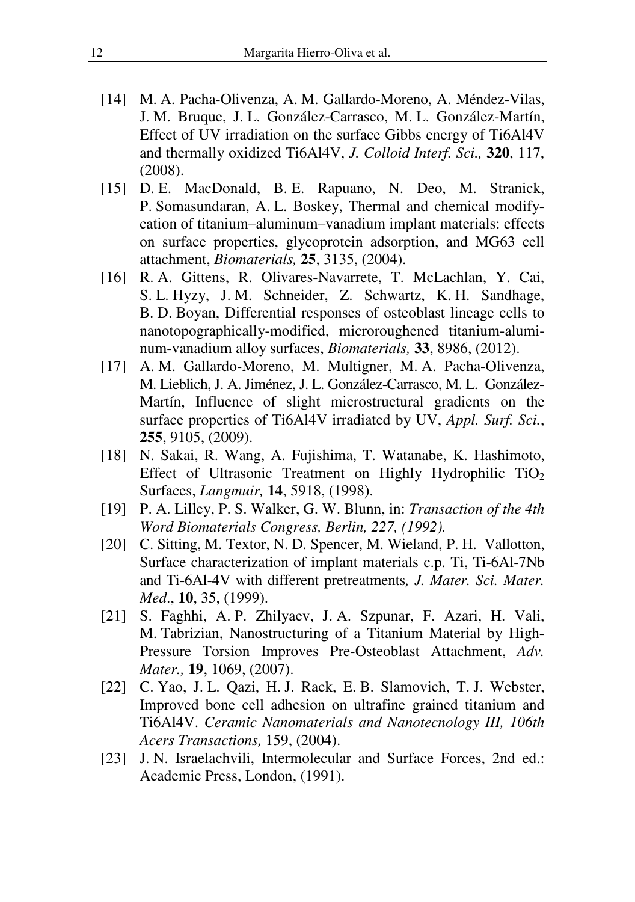[14] M. A. Pacha-Olivenza, A. M. Gallardo-Moreno, A. Méndez-Vilas, J. M. Bruque, J. L. González-Carrasco, M. L. González-Martín, Effect of UV irradiation on the surface Gibbs energy of Ti6Al4V and thermally oxidized Ti6Al4V, *J. Colloid Interf. Sci.,* **320**, 117, (2008).

[15] D. E. MacDonald, B. E. Rapuano, N. Deo, M. Stranick, P. Somasundaran, A. L. Boskey, Thermal and chemical modify-cation of titanium–aluminum–vanadium implant materials: effects on surface properties, glycoprotein adsorption, and MG63 cell attachment, *Biomaterials,* **25**, 3135, (2004).

[16] R. A. Gittens, R. Olivares-Navarrete, T. McLachlan, Y. Cai, S. L. Hyzy, J. M. Schneider, Z. Schwartz, K. H. Sandhage, B. D. Boyan, Differential responses of osteoblast lineage cells to nanotopographically-modified, microroughened titanium-aluminum-vanadium alloy surfaces, *Biomaterials,* **33**, 8986, (2012).

[17] A. M. Gallardo-Moreno, M. Multigner, M. A. Pacha-Olivenza, M. Lieblich, J. A. Jiménez, J. L. González-Carrasco, M. L. González-Martín, Influence of slight microstructural gradients on the surface properties of Ti6Al4V irradiated by UV, *Appl. Surf. Sci.*, **255**, 9105, (2009).

[18] N. Sakai, R. Wang, A. Fujishima, T. Watanabe, K. Hashimoto, Effect of Ultrasonic Treatment on Highly Hydrophilic $TiO_2$ Surfaces, *Langmuir,* **14**, 5918, (1998).

[19] P. A. Lilley, P. S. Walker, G. W. Blunn, in: *Transaction of the 4th Word Biomaterials Congress, Berlin, 227, (1992).*

[20] C. Sitting, M. Textor, N. D. Spencer, M. Wieland, P. H. Vallotton, Surface characterization of implant materials c.p. Ti, Ti-6Al-7Nb and Ti-6Al-4V with different pretreatments*, J. Mater. Sci. Mater. Med.*, **10**, 35, (1999).

[21] S. Faghhi, A. P. Zhilyaev, J. A. Szpunar, F. Azari, H. Vali, M. Tabrizian, Nanostructuring of a Titanium Material by High-Pressure Torsion Improves Pre-Osteoblast Attachment, *Adv. Mater.,* **19**, 1069, (2007).

[22] C. Yao, J. L. Qazi, H. J. Rack, E. B. Slamovich, T. J. Webster, Improved bone cell adhesion on ultrafine grained titanium and Ti6Al4V. *Ceramic Nanomaterials and Nanotecnology III, 106th Acers Transactions,* 159, (2004).

[23] J. N. Israelachvili, Intermolecular and Surface Forces, 2nd ed.: Academic Press, London, (1991).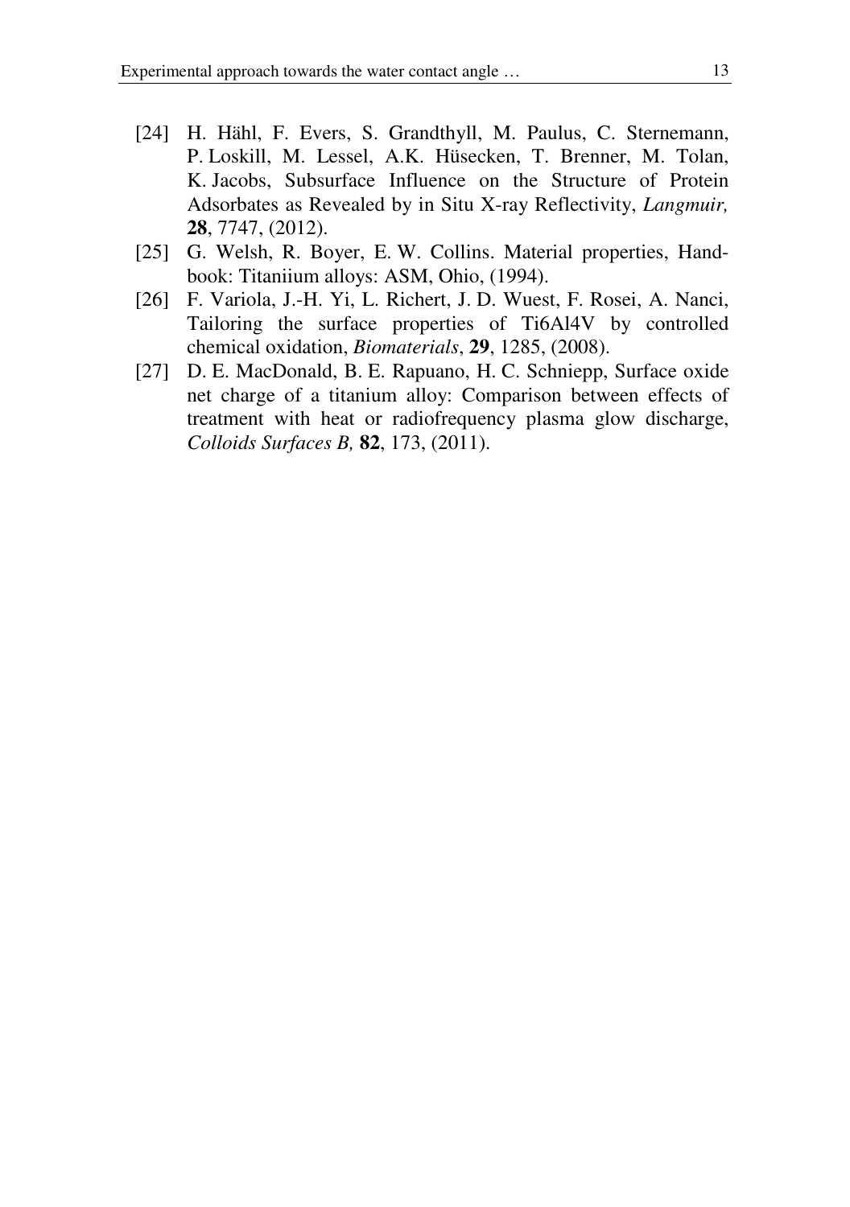[24] H. Hähl, F. Evers, S. Grandthyll, M. Paulus, C. Sternemann, P. Loskill, M. Lessel, A.K. Hüsecken, T. Brenner, M. Tolan, K. Jacobs, Subsurface Influence on the Structure of Protein Adsorbates as Revealed by in Situ X-ray Reflectivity, *Langmuir,* **28**, 7747, (2012).

[25] G. Welsh, R. Boyer, E. W. Collins. Material properties, Handbook: Titaniium alloys: ASM, Ohio, (1994).

[26] F. Variola, J.-H. Yi, L. Richert, J. D. Wuest, F. Rosei, A. Nanci, Tailoring the surface properties of Ti6Al4V by controlled chemical oxidation, *Biomaterials*, **29**, 1285, (2008).

[27] D. E. MacDonald, B. E. Rapuano, H. C. Schniepp, Surface oxide net charge of a titanium alloy: Comparison between effects of treatment with heat or radiofrequency plasma glow discharge, *Colloids Surfaces B,* **82**, 173, (2011).